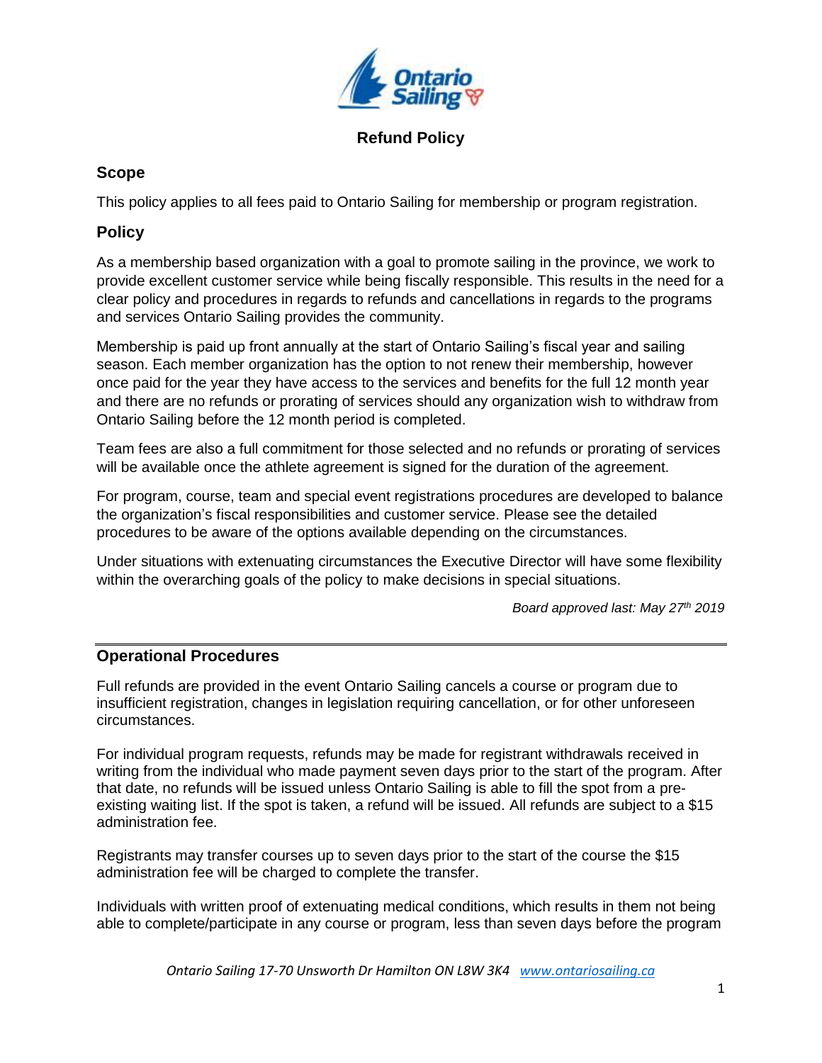# Refund Policy

## Scope

This policy applies to all fees paid to Ontario Sailing for membership or program registration.

## Policy

As a membership based organization with a goal to promote sailing in the province, we work to provide excellent customer service while being fiscally responsible. This results in the need for a clear policy and procedures in regards to refunds and cancellations in regards to the programs and services Ontario Sailing provides the community.

Membership is paid up front annually at the start of Ontario Sailing's fiscal year and sailing season. Each member organization has the option to not renew their membership, however once paid for the year they have access to the services and benefits for the full 12 month year and there are no refunds or prorating of services should any organization wish to withdraw from Ontario Sailing before the 12 month period is completed.

Team fees are also a full commitment for those selected and no refunds or prorating of services will be available once the athlete agreement is signed for the duration of the agreement.

For program, course, team and special event registrations procedures are developed to balance the organization's fiscal responsibilities and customer service. Please see the detailed procedures to be aware of the options available depending on the circumstances.

Under situations with extenuating circumstances the Executive Director will have some flexibility within the overarching goals of the policy to make decisions in special situations.

*Board approved last: May 27th 2019*

---

## Operational Procedures

Full refunds are provided in the event Ontario Sailing cancels a course or program due to insufficient registration, changes in legislation requiring cancellation, or for other unforeseen circumstances.

For individual program requests, refunds may be made for registrant withdrawals received in writing from the individual who made payment seven days prior to the start of the program. After that date, no refunds will be issued unless Ontario Sailing is able to fill the spot from a pre-existing waiting list. If the spot is taken, a refund will be issued. All refunds are subject to a $15 administration fee.

Registrants may transfer courses up to seven days prior to the start of the course the $15 administration fee will be charged to complete the transfer.

Individuals with written proof of extenuating medical conditions, which results in them not being able to complete/participate in any course or program, less than seven days before the program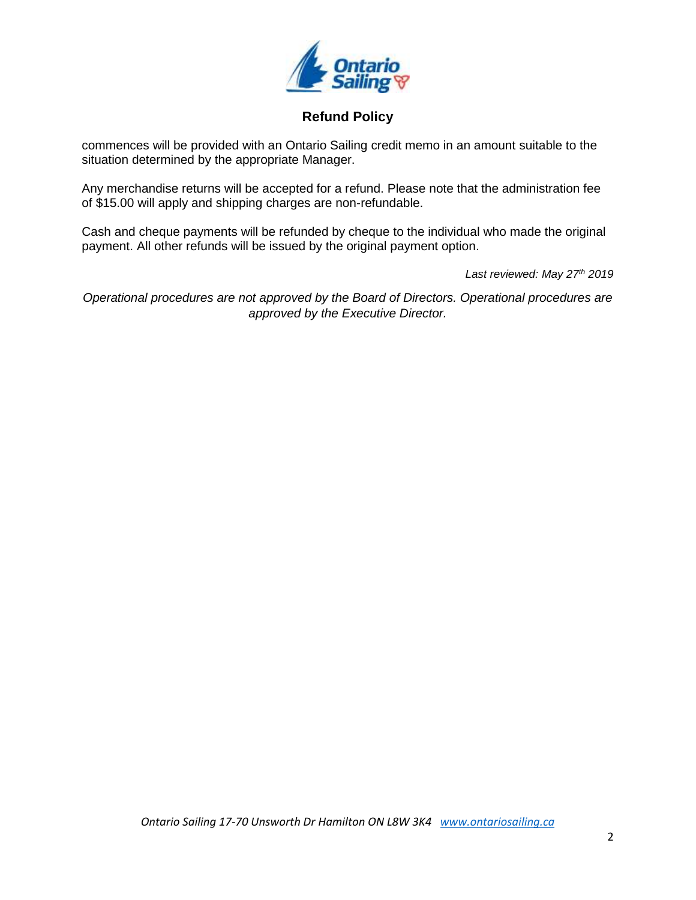## Refund Policy

commences will be provided with an Ontario Sailing credit memo in an amount suitable to the situation determined by the appropriate Manager.

Any merchandise returns will be accepted for a refund. Please note that the administration fee of $15.00 will apply and shipping charges are non-refundable.

Cash and cheque payments will be refunded by cheque to the individual who made the original payment. All other refunds will be issued by the original payment option.

*Last reviewed: May 27th 2019*

*Operational procedures are not approved by the Board of Directors. Operational procedures are approved by the Executive Director.*

*Ontario Sailing 17-70 Unsworth Dr Hamilton ON L8W 3K4 [www.ontariosailing.ca](http://www.ontariosailing.ca)*